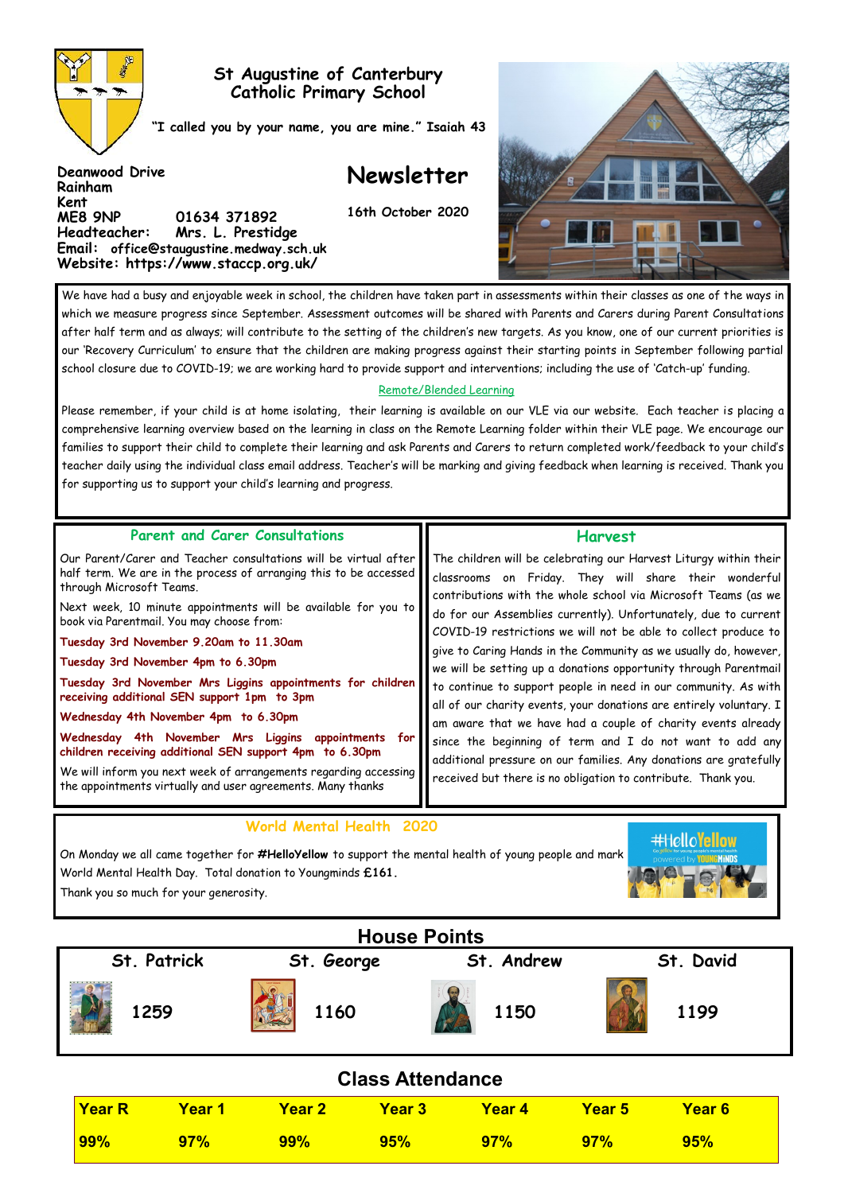# St Augustine of Canterbury Catholic Primary School

**"I called you by your name, you are mine." Isaiah 43**

**Deanwood Drive**
**Rainham**
**Kent**
**ME8 9NP 01634 371892**
**Headteacher: Mrs. L. Prestidge**
**Email: office@staugustine.medway.sch.uk**
**Website: https://www.staccp.org.uk/**

# Newsletter

**16th October 2020**

We have had a busy and enjoyable week in school, the children have taken part in assessments within their classes as one of the ways in which we measure progress since September. Assessment outcomes will be shared with Parents and Carers during Parent Consultations after half term and as always; will contribute to the setting of the children's new targets. As you know, one of our current priorities is our 'Recovery Curriculum' to ensure that the children are making progress against their starting points in September following partial school closure due to COVID-19; we are working hard to provide support and interventions; including the use of 'Catch-up' funding.

## Remote/Blended Learning

Please remember, if your child is at home isolating, their learning is available on our VLE via our website. Each teacher is placing a comprehensive learning overview based on the learning in class on the Remote Learning folder within their VLE page. We encourage our families to support their child to complete their learning and ask Parents and Carers to return completed work/feedback to your child's teacher daily using the individual class email address. Teacher's will be marking and giving feedback when learning is received. Thank you for supporting us to support your child's learning and progress.

## Parent and Carer Consultations

Our Parent/Carer and Teacher consultations will be virtual after half term. We are in the process of arranging this to be accessed through Microsoft Teams.

Next week, 10 minute appointments will be available for you to book via Parentmail. You may choose from:

**Tuesday 3rd November 9.20am to 11.30am**

**Tuesday 3rd November 4pm to 6.30pm**

**Tuesday 3rd November Mrs Liggins appointments for children receiving additional SEN support 1pm to 3pm**

**Wednesday 4th November 4pm to 6.30pm**

**Wednesday 4th November Mrs Liggins appointments for children receiving additional SEN support 4pm to 6.30pm**

We will inform you next week of arrangements regarding accessing the appointments virtually and user agreements. Many thanks

## Harvest

The children will be celebrating our Harvest Liturgy within their classrooms on Friday. They will share their wonderful contributions with the whole school via Microsoft Teams (as we do for our Assemblies currently). Unfortunately, due to current COVID-19 restrictions we will not be able to collect produce to give to Caring Hands in the Community as we usually do, however, we will be setting up a donations opportunity through Parentmail to continue to support people in need in our community. As with all of our charity events, your donations are entirely voluntary. I am aware that we have had a couple of charity events already since the beginning of term and I do not want to add any additional pressure on our families. Any donations are gratefully received but there is no obligation to contribute. Thank you.

## World Mental Health 2020

On Monday we all came together for **#HelloYellow** to support the mental health of young people and mark World Mental Health Day. Total donation to Youngminds **£161.**

Thank you so much for your generosity.

## House Points

| St. Patrick | St. George | St. Andrew | St. David |
|---|---|---|---|
| 1259 | 1160 | 1150 | 1199 |

## Class Attendance

| Year R | Year 1 | Year 2 | Year 3 | Year 4 | Year 5 | Year 6 |
|---|---|---|---|---|---|---|
| 99% | 97% | 99% | 95% | 97% | 97% | 95% |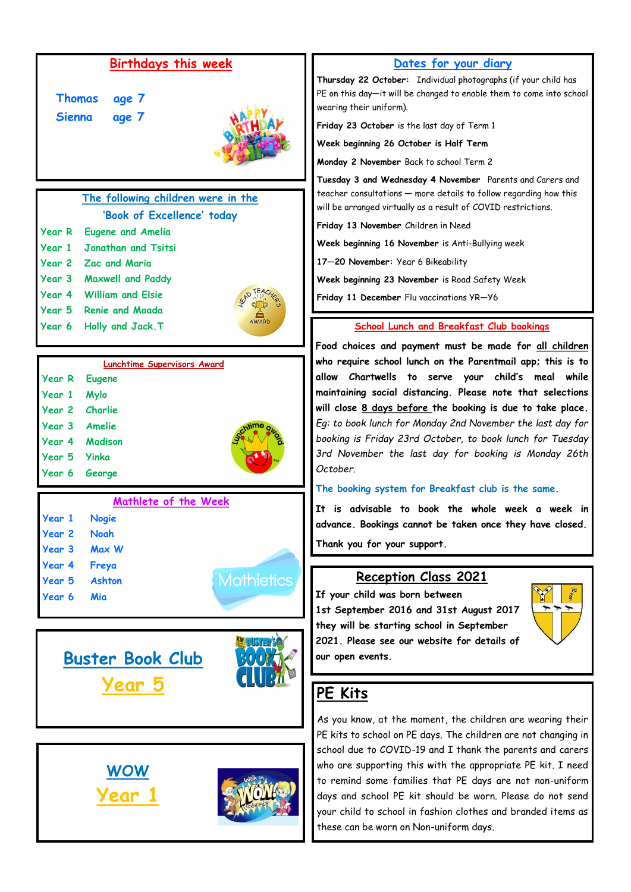## Birthdays this week

Thomas age 7
Sienna age 7

## The following children were in the 'Book of Excellence' today

| | |
|---|---|
| Year R | Eugene and Amelia |
| Year 1 | Jonathan and Tsitsi |
| Year 2 | Zac and Maria |
| Year 3 | Maxwell and Paddy |
| Year 4 | William and Elsie |
| Year 5 | Renie and Maada |
| Year 6 | Holly and Jack.T |

## Lunchtime Supervisors Award

| | |
|---|---|
| Year R | Eugene |
| Year 1 | Mylo |
| Year 2 | Charlie |
| Year 3 | Amelie |
| Year 4 | Madison |
| Year 5 | Yinka |
| Year 6 | George |

## Mathlete of the Week

| | |
|---|---|
| Year 1 | Nogie |
| Year 2 | Noah |
| Year 3 | Max W |
| Year 4 | Freya |
| Year 5 | Ashton |
| Year 6 | Mia |

## Buster Book Club

**Year 5**

## WOW

**Year 1**

## Dates for your diary

**Thursday 22 October:** Individual photographs (if your child has PE on this day—it will be changed to enable them to come into school wearing their uniform).

**Friday 23 October** is the last day of Term 1

**Week beginning 26 October is Half Term**

**Monday 2 November** Back to school Term 2

**Tuesday 3 and Wednesday 4 November** Parents and Carers and teacher consultations — more details to follow regarding how this will be arranged virtually as a result of COVID restrictions.

**Friday 13 November** Children in Need

**Week beginning 16 November** is Anti-Bullying week

**17—20 November:** Year 6 Bikeability

**Week beginning 23 November** is Road Safety Week

**Friday 11 December** Flu vaccinations YR—Y6

## School Lunch and Breakfast Club bookings

**Food choices and payment must be made for all children who require school lunch on the Parentmail app; this is to allow Chartwells to serve your child's meal while maintaining social distancing. Please note that selections will close 8 days before the booking is due to take place.** *Eg: to book lunch for Monday 2nd November the last day for booking is Friday 23rd October, to book lunch for Tuesday 3rd November the last day for booking is Monday 26th October.*

The booking system for Breakfast club is the same.

**It is advisable to book the whole week a week in advance. Bookings cannot be taken once they have closed.**

**Thank you for your support.**

## Reception Class 2021

**If your child was born between 1st September 2016 and 31st August 2017 they will be starting school in September 2021. Please see our website for details of our open events.**

## PE Kits

As you know, at the moment, the children are wearing their PE kits to school on PE days. The children are not changing in school due to COVID-19 and I thank the parents and carers who are supporting this with the appropriate PE kit. I need to remind some families that PE days are not non-uniform days and school PE kit should be worn. Please do not send your child to school in fashion clothes and branded items as these can be worn on Non-uniform days.